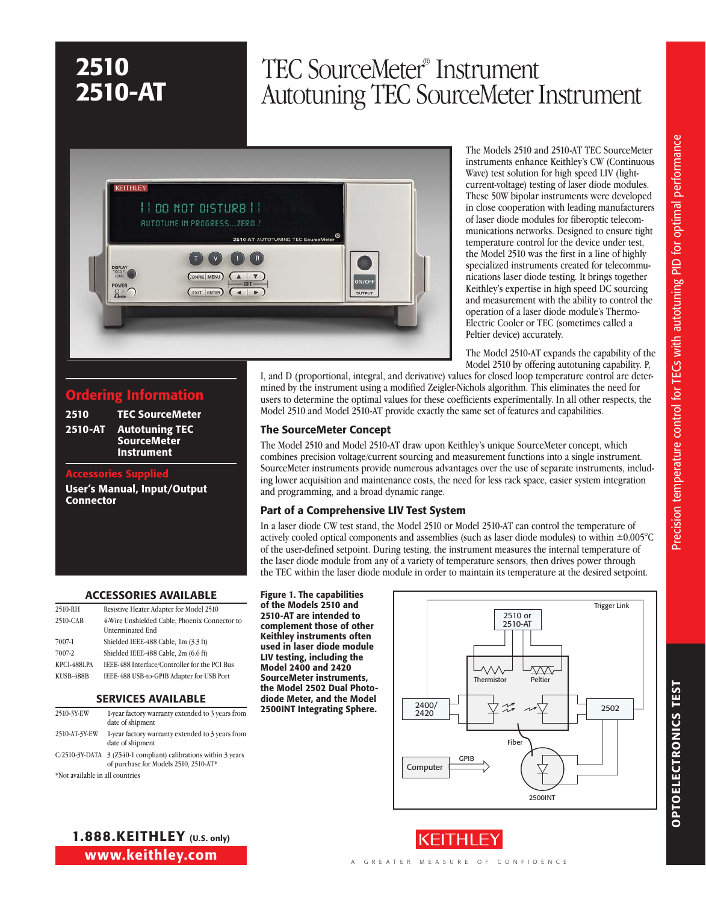# 2510 2510-AT

# TEC SourceMeter® Instrument Autotuning TEC SourceMeter Instrument

The Models 2510 and 2510-AT TEC SourceMeter instruments enhance Keithley's CW (Continuous Wave) test solution for high speed LIV (light-current-voltage) testing of laser diode modules. These 50W bipolar instruments were developed in close cooperation with leading manufacturers of laser diode modules for fiberoptic telecommunications networks. Designed to ensure tight temperature control for the device under test, the Model 2510 was the first in a line of highly specialized instruments created for telecommunications laser diode testing. It brings together Keithley's expertise in high speed DC sourcing and measurement with the ability to control the operation of a laser diode module's Thermo-Electric Cooler or TEC (sometimes called a Peltier device) accurately.

The Model 2510-AT expands the capability of the Model 2510 by offering autotuning capability. P, I, and D (proportional, integral, and derivative) values for closed loop temperature control are determined by the instrument using a modified Zeigler-Nichols algorithm. This eliminates the need for users to determine the optimal values for these coefficients experimentally. In all other respects, the Model 2510 and Model 2510-AT provide exactly the same set of features and capabilities.

## The SourceMeter Concept

The Model 2510 and Model 2510-AT draw upon Keithley's unique SourceMeter concept, which combines precision voltage/current sourcing and measurement functions into a single instrument. SourceMeter instruments provide numerous advantages over the use of separate instruments, including lower acquisition and maintenance costs, the need for less rack space, easier system integration and programming, and a broad dynamic range.

## Part of a Comprehensive LIV Test System

In a laser diode CW test stand, the Model 2510 or Model 2510-AT can control the temperature of actively cooled optical components and assemblies (such as laser diode modules) to within ±0.005°C of the user-defined setpoint. During testing, the instrument measures the internal temperature of the laser diode module from any of a variety of temperature sensors, then drives power through the TEC within the laser diode module in order to maintain its temperature at the desired setpoint.

**Figure 1. The capabilities of the Models 2510 and 2510-AT are intended to complement those of other Keithley instruments often used in laser diode module LIV testing, including the Model 2400 and 2420 SourceMeter instruments, the Model 2502 Dual Photodiode Meter, and the Model 2500INT Integrating Sphere.**

## Ordering Information

| | |
|---|---|
| **2510** | **TEC SourceMeter** |
| **2510-AT** | **Autotuning TEC SourceMeter Instrument** |

### Accessories Supplied

**User's Manual, Input/Output Connector**

### ACCESSORIES AVAILABLE

| | |
|---|---|
| 2510-RH | Resistive Heater Adapter for Model 2510 |
| 2510-CAB | 4-Wire Unshielded Cable, Phoenix Connector to Unterminated End |
| 7007-1 | Shielded IEEE-488 Cable, 1m (3.3 ft) |
| 7007-2 | Shielded IEEE-488 Cable, 2m (6.6 ft) |
| KPCI-488LPA | IEEE-488 Interface/Controller for the PCI Bus |
| KUSB-488B | IEEE-488 USB-to-GPIB Adapter for USB Port |

### SERVICES AVAILABLE

| | |
|---|---|
| 2510-3Y-EW | 1-year factory warranty extended to 3 years from date of shipment |
| 2510-AT-3Y-EW | 1-year factory warranty extended to 3 years from date of shipment |
| C/2510-3Y-DATA | 3 (Z540-1 compliant) calibrations within 3 years of purchase for Models 2510, 2510-AT* |

*Not available in all countries

**1.888.KEITHLEY** (U.S. only)
**www.keithley.com**

Precision temperature control for TECs with autotuning PID for optimal performance

OPTOELECTRONICS TEST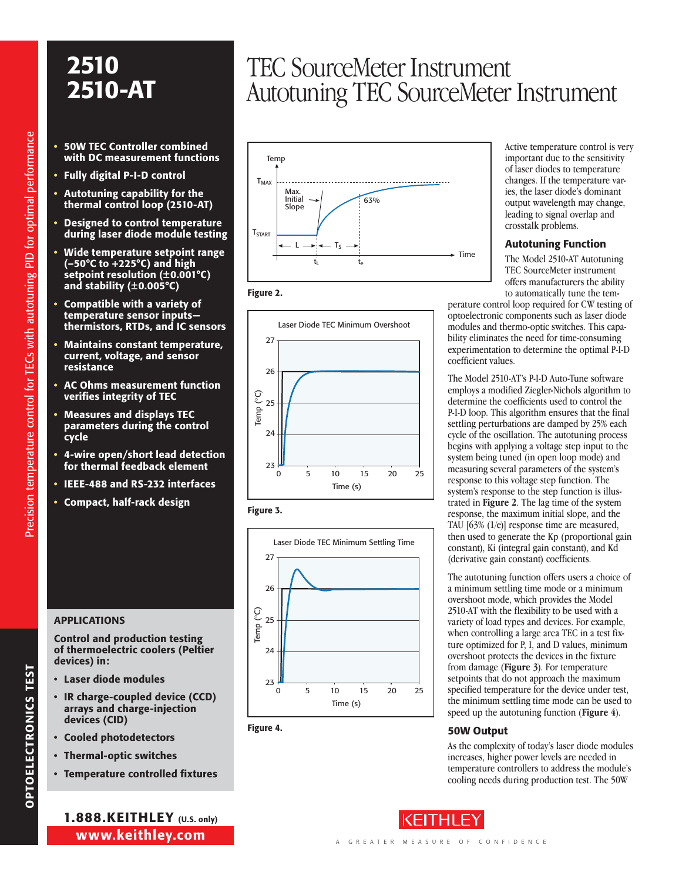# 2510
# 2510-AT

# TEC SourceMeter Instrument
# Autotuning TEC SourceMeter Instrument

- 50W TEC Controller combined with DC measurement functions
- Fully digital P-I-D control
- Autotuning capability for the thermal control loop (2510-AT)
- Designed to control temperature during laser diode module testing
- Wide temperature setpoint range (–50°C to +225°C) and high setpoint resolution (±0.001°C) and stability (±0.005°C)
- Compatible with a variety of temperature sensor inputs—thermistors, RTDs, and IC sensors
- Maintains constant temperature, current, voltage, and sensor resistance
- AC Ohms measurement function verifies integrity of TEC
- Measures and displays TEC parameters during the control cycle
- 4-wire open/short lead detection for thermal feedback element
- IEEE-488 and RS-232 interfaces
- Compact, half-rack design

## APPLICATIONS

**Control and production testing of thermoelectric coolers (Peltier devices) in:**

- Laser diode modules
- IR charge-coupled device (CCD) arrays and charge-injection devices (CID)
- Cooled photodetectors
- Thermal-optic switches
- Temperature controlled fixtures

**Figure 2.**

**Figure 3.**

**Figure 4.**

Active temperature control is very important due to the sensitivity of laser diodes to temperature changes. If the temperature varies, the laser diode's dominant output wavelength may change, leading to signal overlap and crosstalk problems.

### Autotuning Function

The Model 2510-AT Autotuning TEC SourceMeter instrument offers manufacturers the ability to automatically tune the temperature control loop required for CW testing of optoelectronic components such as laser diode modules and thermo-optic switches. This capability eliminates the need for time-consuming experimentation to determine the optimal P-I-D coefficient values.

The Model 2510-AT's P-I-D Auto-Tune software employs a modified Ziegler-Nichols algorithm to determine the coefficients used to control the P-I-D loop. This algorithm ensures that the final settling perturbations are damped by 25% each cycle of the oscillation. The autotuning process begins with applying a voltage step input to the system being tuned (in open loop mode) and measuring several parameters of the system's response to this voltage step function. The system's response to the step function is illustrated in **Figure 2**. The lag time of the system response, the maximum initial slope, and the TAU [63% (1/e)] response time are measured, then used to generate the Kp (proportional gain constant), Ki (integral gain constant), and Kd (derivative gain constant) coefficients.

The autotuning function offers users a choice of a minimum settling time mode or a minimum overshoot mode, which provides the Model 2510-AT with the flexibility to be used with a variety of load types and devices. For example, when controlling a large area TEC in a test fixture optimized for P, I, and D values, minimum overshoot protects the devices in the fixture from damage (**Figure 3**). For temperature setpoints that do not approach the maximum specified temperature for the device under test, the minimum settling time mode can be used to speed up the autotuning function (**Figure 4**).

### 50W Output

As the complexity of today's laser diode modules increases, higher power levels are needed in temperature controllers to address the module's cooling needs during production test. The 50W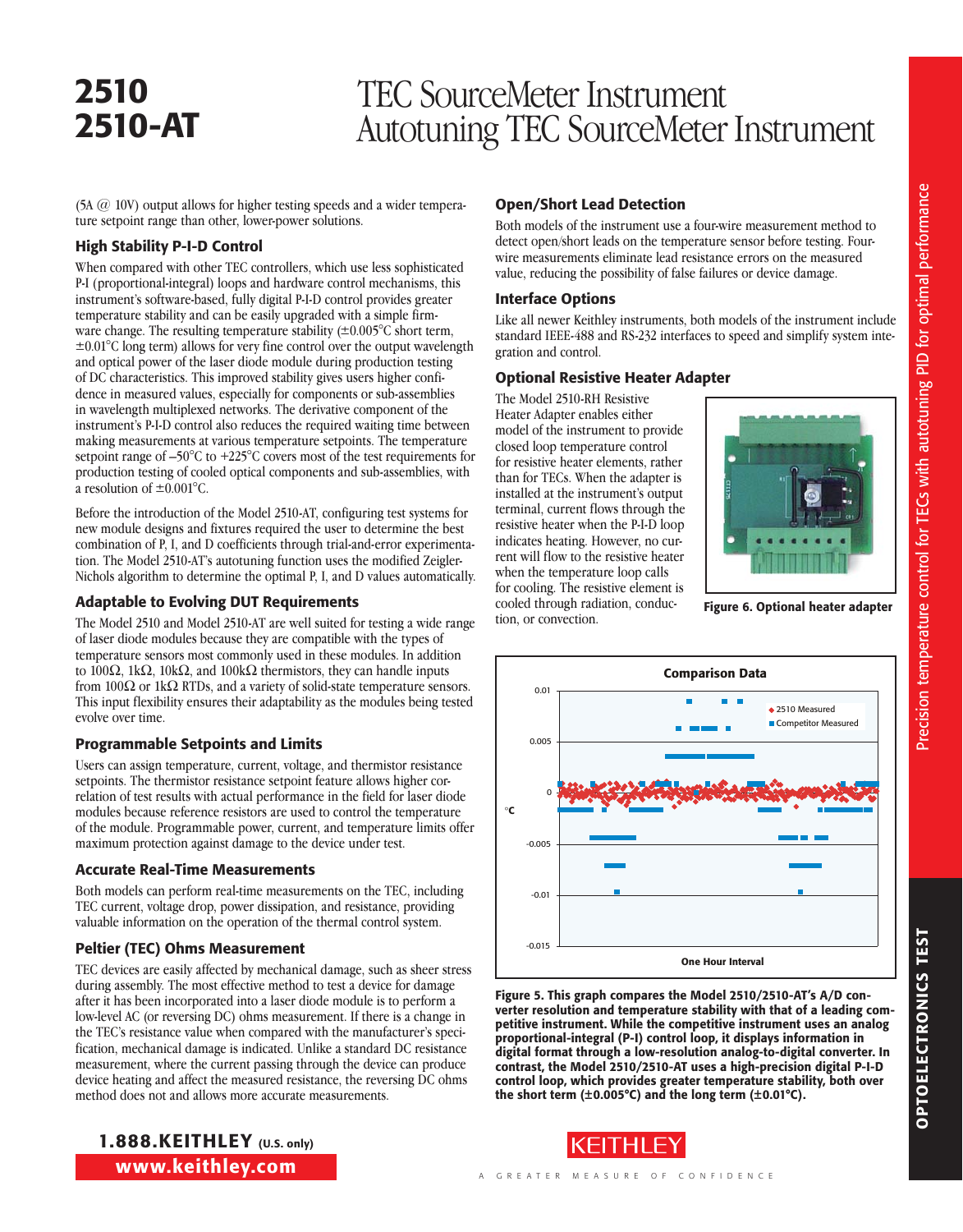# 2510
# 2510-AT

# TEC SourceMeter Instrument
# Autotuning TEC SourceMeter Instrument

(5A @ 10V) output allows for higher testing speeds and a wider temperature setpoint range than other, lower-power solutions.

### High Stability P-I-D Control

When compared with other TEC controllers, which use less sophisticated P-I (proportional-integral) loops and hardware control mechanisms, this instrument's software-based, fully digital P-I-D control provides greater temperature stability and can be easily upgraded with a simple firmware change. The resulting temperature stability (±0.005°C short term, ±0.01°C long term) allows for very fine control over the output wavelength and optical power of the laser diode module during production testing of DC characteristics. This improved stability gives users higher confidence in measured values, especially for components or sub-assemblies in wavelength multiplexed networks. The derivative component of the instrument's P-I-D control also reduces the required waiting time between making measurements at various temperature setpoints. The temperature setpoint range of –50°C to +225°C covers most of the test requirements for production testing of cooled optical components and sub-assemblies, with a resolution of ±0.001°C.

Before the introduction of the Model 2510-AT, configuring test systems for new module designs and fixtures required the user to determine the best combination of P, I, and D coefficients through trial-and-error experimentation. The Model 2510-AT's autotuning function uses the modified Zeigler-Nichols algorithm to determine the optimal P, I, and D values automatically.

### Adaptable to Evolving DUT Requirements

The Model 2510 and Model 2510-AT are well suited for testing a wide range of laser diode modules because they are compatible with the types of temperature sensors most commonly used in these modules. In addition to 100Ω, 1kΩ, 10kΩ, and 100kΩ thermistors, they can handle inputs from 100Ω or 1kΩ RTDs, and a variety of solid-state temperature sensors. This input flexibility ensures their adaptability as the modules being tested evolve over time.

### Programmable Setpoints and Limits

Users can assign temperature, current, voltage, and thermistor resistance setpoints. The thermistor resistance setpoint feature allows higher correlation of test results with actual performance in the field for laser diode modules because reference resistors are used to control the temperature of the module. Programmable power, current, and temperature limits offer maximum protection against damage to the device under test.

### Accurate Real-Time Measurements

Both models can perform real-time measurements on the TEC, including TEC current, voltage drop, power dissipation, and resistance, providing valuable information on the operation of the thermal control system.

### Peltier (TEC) Ohms Measurement

TEC devices are easily affected by mechanical damage, such as sheer stress during assembly. The most effective method to test a device for damage after it has been incorporated into a laser diode module is to perform a low-level AC (or reversing DC) ohms measurement. If there is a change in the TEC's resistance value when compared with the manufacturer's specification, mechanical damage is indicated. Unlike a standard DC resistance measurement, where the current passing through the device can produce device heating and affect the measured resistance, the reversing DC ohms method does not and allows more accurate measurements.

### Open/Short Lead Detection

Both models of the instrument use a four-wire measurement method to detect open/short leads on the temperature sensor before testing. Four-wire measurements eliminate lead resistance errors on the measured value, reducing the possibility of false failures or device damage.

### Interface Options

Like all newer Keithley instruments, both models of the instrument include standard IEEE-488 and RS-232 interfaces to speed and simplify system integration and control.

### Optional Resistive Heater Adapter

The Model 2510-RH Resistive Heater Adapter enables either model of the instrument to provide closed loop temperature control for resistive heater elements, rather than for TECs. When the adapter is installed at the instrument's output terminal, current flows through the resistive heater when the P-I-D loop indicates heating. However, no current will flow to the resistive heater when the temperature loop calls for cooling. The resistive element is cooled through radiation, conduction, or convection.

**Figure 6. Optional heater adapter**

**Figure 5. This graph compares the Model 2510/2510-AT's A/D converter resolution and temperature stability with that of a leading competitive instrument. While the competitive instrument uses an analog proportional-integral (P-I) control loop, it displays information in digital format through a low-resolution analog-to-digital converter. In contrast, the Model 2510/2510-AT uses a high-precision digital P-I-D control loop, which provides greater temperature stability, both over the short term (±0.005°C) and the long term (±0.01°C).**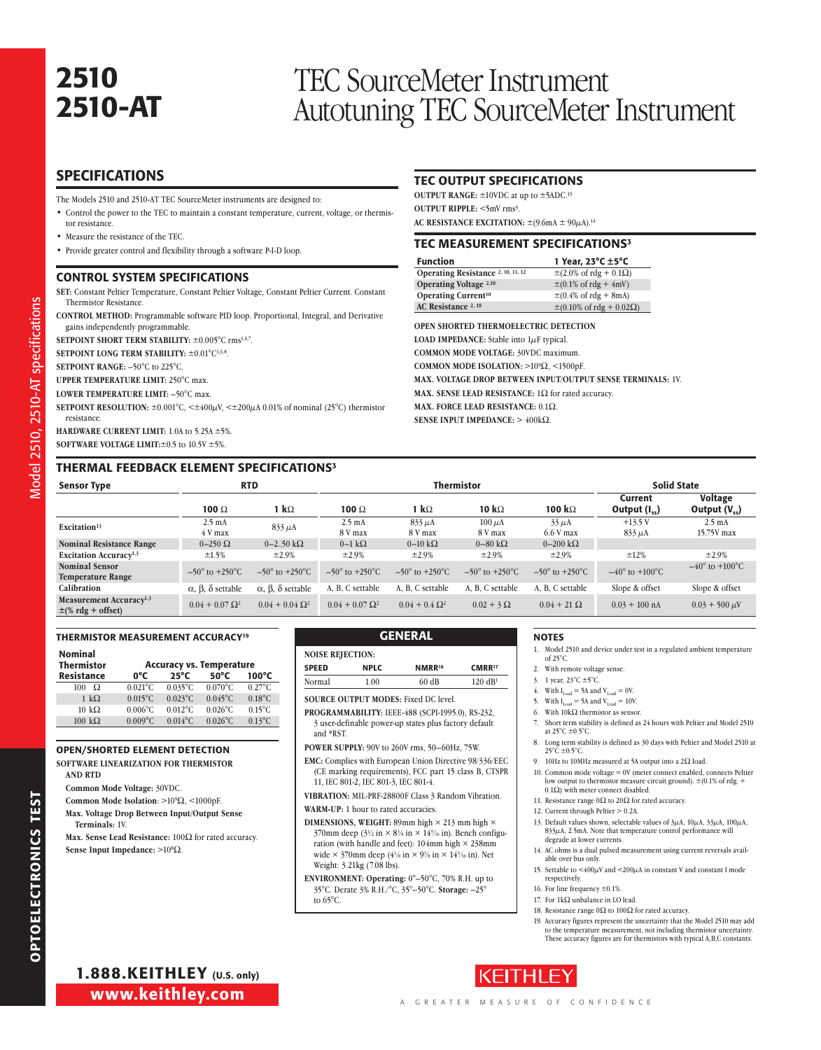# 2510
# 2510-AT

# TEC SourceMeter Instrument
# Autotuning TEC SourceMeter Instrument

## SPECIFICATIONS

The Models 2510 and 2510-AT TEC SourceMeter instruments are designed to:

- Control the power to the TEC to maintain a constant temperature, current, voltage, or thermistor resistance.
- Measure the resistance of the TEC.
- Provide greater control and flexibility through a software P-I-D loop.

## CONTROL SYSTEM SPECIFICATIONS

**SET:** Constant Peltier Temperature, Constant Peltier Voltage, Constant Peltier Current. Constant Thermistor Resistance.

**CONTROL METHOD:** Programmable software PID loop. Proportional, Integral, and Derivative gains independently programmable.

**SETPOINT SHORT TERM STABILITY:** ±0.005°C rms[1,6,7].

**SETPOINT LONG TERM STABILITY:** ±0.01°C[1,6,8].

**SETPOINT RANGE:** –50°C to 225°C.

**UPPER TEMPERATURE LIMIT:** 250°C max.

**LOWER TEMPERATURE LIMIT:** –50°C max.

**SETPOINT RESOLUTION:** ±0.001°C, <±400µV, <±200µA 0.01% of nominal (25°C) thermistor resistance.

**HARDWARE CURRENT LIMIT:** 1.0A to 5.25A ±5%.

**SOFTWARE VOLTAGE LIMIT:** ±0.5 to 10.5V ±5%.

## TEC OUTPUT SPECIFICATIONS

**OUTPUT RANGE:** ±10VDC at up to ±5ADC.[15]

**OUTPUT RIPPLE:** <5mV rms[9].

**AC RESISTANCE EXCITATION:** ±(9.6mA ± 90µA).[14]

## TEC MEASUREMENT SPECIFICATIONS[3]

| Function | 1 Year, 23°C ±5°C |
|---|---|
| Operating Resistance [2, 10, 11, 12] | ±(2.0% of rdg + 0.1Ω) |
| Operating Voltage [2,10] | ±(0.1% of rdg + 4mV) |
| Operating Current[10] | ±(0.4% of rdg + 8mA) |
| AC Resistance [2, 18] | ±(0.10% of rdg + 0.02Ω) |

**OPEN SHORTED THERMOELECTRIC DETECTION**

**LOAD IMPEDANCE:** Stable into 1µF typical.

**COMMON MODE VOLTAGE:** 30VDC maximum.

**COMMON MODE ISOLATION:** >10⁹Ω, <1500pF.

**MAX. VOLTAGE DROP BETWEEN INPUT/OUTPUT SENSE TERMINALS:** 1V.

**MAX. SENSE LEAD RESISTANCE:** 1Ω for rated accuracy.

**MAX. FORCE LEAD RESISTANCE:** 0.1Ω.

**SENSE INPUT IMPEDANCE:** > 400kΩ.

## THERMAL FEEDBACK ELEMENT SPECIFICATIONS[3]

| Sensor Type | RTD | | Thermistor | | | | Solid State | |
|---|---|---|---|---|---|---|---|---|
| | 100 Ω | 1 kΩ | 100 Ω | 1 kΩ | 10 kΩ | 100 kΩ | Current Output ($I_{ss}$) | Voltage Output ($V_{ss}$) |
| Excitation[13] | 2.5 mA 4 V max | 833 µA | 2.5 mA 8 V max | 833 µA 8 V max | 100 µA 8 V max | 33 µA 6.6 V max | +13.5 V 833 µA | 2.5 mA 15.75V max |
| Nominal Resistance Range | 0–250 Ω | 0–2..50 kΩ | 0–1 kΩ | 0–10 kΩ | 0–80 kΩ | 0–200 kΩ | | |
| Excitation Accuracy[1,3] | ±1.5% | ±2.9% | ±2.9% | ±2.9% | ±2.9% | ±2.9% | ±12% | ±2.9% |
| Nominal Sensor Temperature Range | –50° to +250°C | –50° to +250°C | –50° to +250°C | –50° to +250°C | –50° to +250°C | –50° to +250°C | –40° to +100°C | –40° to +100°C |
| Calibration | α, β, δ settable | α, β, δ settable | A, B, C settable | A, B, C settable | A, B, C settable | A, B, C settable | Slope & offset | Slope & offset |
| Measurement Accuracy[1,3] ±(% rdg + offset) | 0.04 + 0.07 Ω[2] | 0.04 + 0.04 Ω[2] | 0.04 + 0.07 Ω[2] | 0.04 + 0.4 Ω[2] | 0.02 + 3 Ω | 0.04 + 21 Ω | 0.03 + 100 nA | 0.03 + 500 µV |

## THERMISTOR MEASUREMENT ACCURACY[19]

| Nominal Thermistor Resistance | Accuracy vs. Temperature 0°C | 25°C | 50°C | 100°C |
|---|---|---|---|---|
| 100 Ω | 0.021°C | 0.035°C | 0.070°C | 0.27°C |
| 1 kΩ | 0.015°C | 0.023°C | 0.045°C | 0.18°C |
| 10 kΩ | 0.006°C | 0.012°C | 0.026°C | 0.15°C |
| 100 kΩ | 0.009°C | 0.014°C | 0.026°C | 0.13°C |

## OPEN/SHORTED ELEMENT DETECTION

**SOFTWARE LINEARIZATION FOR THERMISTOR AND RTD**

**Common Mode Voltage:** 30VDC.

**Common Mode Isolation:** >10⁹Ω, <1000pF.

**Max. Voltage Drop Between Input/Output Sense Terminals:** 1V.

**Max. Sense Lead Resistance:** 100Ω for rated accuracy.

**Sense Input Impedance:** >10⁸Ω.

## GENERAL

**NOISE REJECTION:**

| SPEED | NPLC | NMRR[16] | CMRR[17] |
|---|---|---|---|
| Normal | 1.00 | 60 dB | 120 dB[1] |

**SOURCE OUTPUT MODES:** Fixed DC level.

**PROGRAMMABILITY:** IEEE-488 (SCPI-1995.0), RS-232, 3 user-definable power-up states plus factory default and *RST.

**POWER SUPPLY:** 90V to 260V rms, 50–60Hz, 75W.

**EMC:** Complies with European Union Directive 98/336/EEC (CE marking requirements), FCC part 15 class B, CTSPR 11, IEC 801-2, IEC 801-3, IEC 801-4.

**VIBRATION:** MIL-PRF-28800F Class 3 Random Vibration.

**WARM-UP:** 1 hour to rated accuracies.

**DIMENSIONS, WEIGHT:** 89mm high × 213 mm high × 370mm deep (3½ in × 8⅜ in × 14⁹⁄₁₆ in). Bench configuration (with handle and feet): 104mm high × 238mm wide × 370mm deep (4⅛ in × 9⅜ in × 14⁹⁄₁₆ in). Net Weight: 3.21kg (7.08 lbs).

**ENVIRONMENT: Operating:** 0°–50°C, 70% R.H. up to 35°C. Derate 3% R.H./°C, 35°–50°C. **Storage:** –25° to 65°C.

## NOTES

1. Model 2510 and device under test in a regulated ambient temperature of 25°C.
2. With remote voltage sense.
3. 1 year, 23°C ±5°C.
4. With $I_{Load}$ = 5A and $V_{Load}$ = 0V.
5. With $I_{Load}$ = 5A and $V_{Load}$ = 10V.
6. With 10kΩ thermistor as sensor.
7. Short term stability is defined as 24 hours with Peltier and Model 2510 at 25°C ±0.5°C.
8. Long term stability is defined as 30 days with Peltier and Model 2510 at 25°C ±0.5°C.
9. 10Hz to 10MHz measured at 5A output into a 2Ω load.
10. Common mode voltage = 0V (meter connect enabled, connects Peltier low output to thermistor measure circuit ground). ±(0.1% of rdg. + 0.1Ω) with meter connect disabled.
11. Resistance range 0Ω to 20Ω for rated accuracy.
12. Current through Peltier = 0.2A.
13. Default values shown, selectable values of 3µA, 10µA, 33µA, 100µA, 833µA, 2.5mA. Note that temperature control performance will degrade at lower currents.
14. AC ohms is a dual pulsed measurement using current reversals available over bus only.
15. Settable to <400µV and <200µA in constant V and constant I mode respectively.
16. For line frequency ±0.1%.
17. For 1kΩ unbalance in LO lead.
18. Resistance range 0Ω to 100Ω for rated accuracy.
19. Accuracy figures represent the uncertainty that the Model 2510 may add to the temperature measurement, not including thermistor uncertainty. These accuracy figures are for thermistors with typical A,B,C constants.

**1.888.KEITHLEY** (U.S. only)

**www.keithley.com**

KEITHLEY

A GREATER MEASURE OF CONFIDENCE